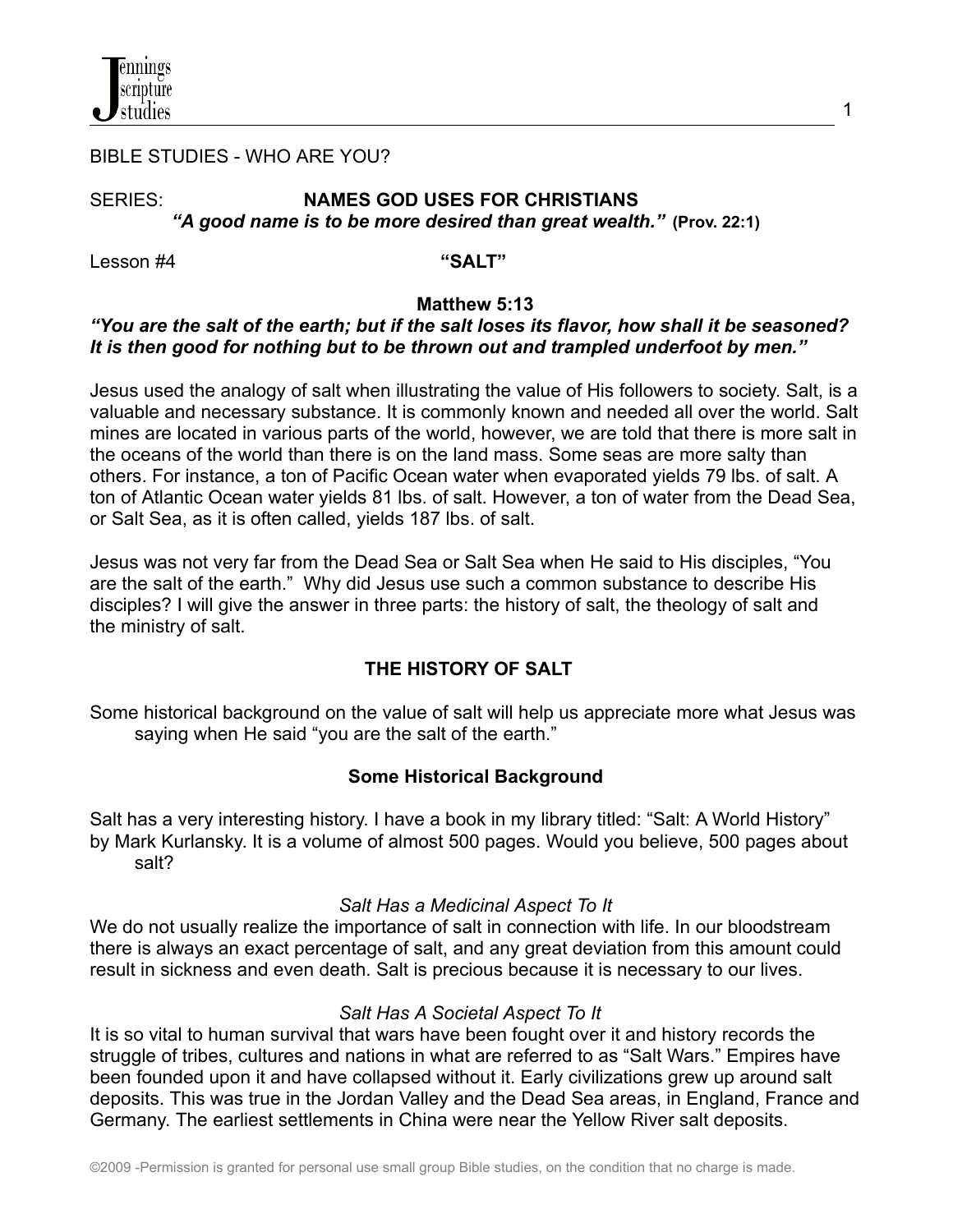BIBLE STUDIES - WHO ARE YOU?

SERIES: **NAMES GOD USES FOR CHRISTIANS**

***"A good name is to be more desired than great wealth."*** **(Prov. 22:1)**

Lesson #4 **"SALT"**

**Matthew 5:13**

***"You are the salt of the earth; but if the salt loses its flavor, how shall it be seasoned? It is then good for nothing but to be thrown out and trampled underfoot by men."***

Jesus used the analogy of salt when illustrating the value of His followers to society. Salt, is a valuable and necessary substance. It is commonly known and needed all over the world. Salt mines are located in various parts of the world, however, we are told that there is more salt in the oceans of the world than there is on the land mass. Some seas are more salty than others. For instance, a ton of Pacific Ocean water when evaporated yields 79 lbs. of salt. A ton of Atlantic Ocean water yields 81 lbs. of salt. However, a ton of water from the Dead Sea, or Salt Sea, as it is often called, yields 187 lbs. of salt.

Jesus was not very far from the Dead Sea or Salt Sea when He said to His disciples, "You are the salt of the earth." Why did Jesus use such a common substance to describe His disciples? I will give the answer in three parts: the history of salt, the theology of salt and the ministry of salt.

## THE HISTORY OF SALT

Some historical background on the value of salt will help us appreciate more what Jesus was saying when He said "you are the salt of the earth."

### Some Historical Background

Salt has a very interesting history. I have a book in my library titled: "Salt: A World History" by Mark Kurlansky. It is a volume of almost 500 pages. Would you believe, 500 pages about salt?

*Salt Has a Medicinal Aspect To It*

We do not usually realize the importance of salt in connection with life. In our bloodstream there is always an exact percentage of salt, and any great deviation from this amount could result in sickness and even death. Salt is precious because it is necessary to our lives.

*Salt Has A Societal Aspect To It*

It is so vital to human survival that wars have been fought over it and history records the struggle of tribes, cultures and nations in what are referred to as "Salt Wars." Empires have been founded upon it and have collapsed without it. Early civilizations grew up around salt deposits. This was true in the Jordan Valley and the Dead Sea areas, in England, France and Germany. The earliest settlements in China were near the Yellow River salt deposits.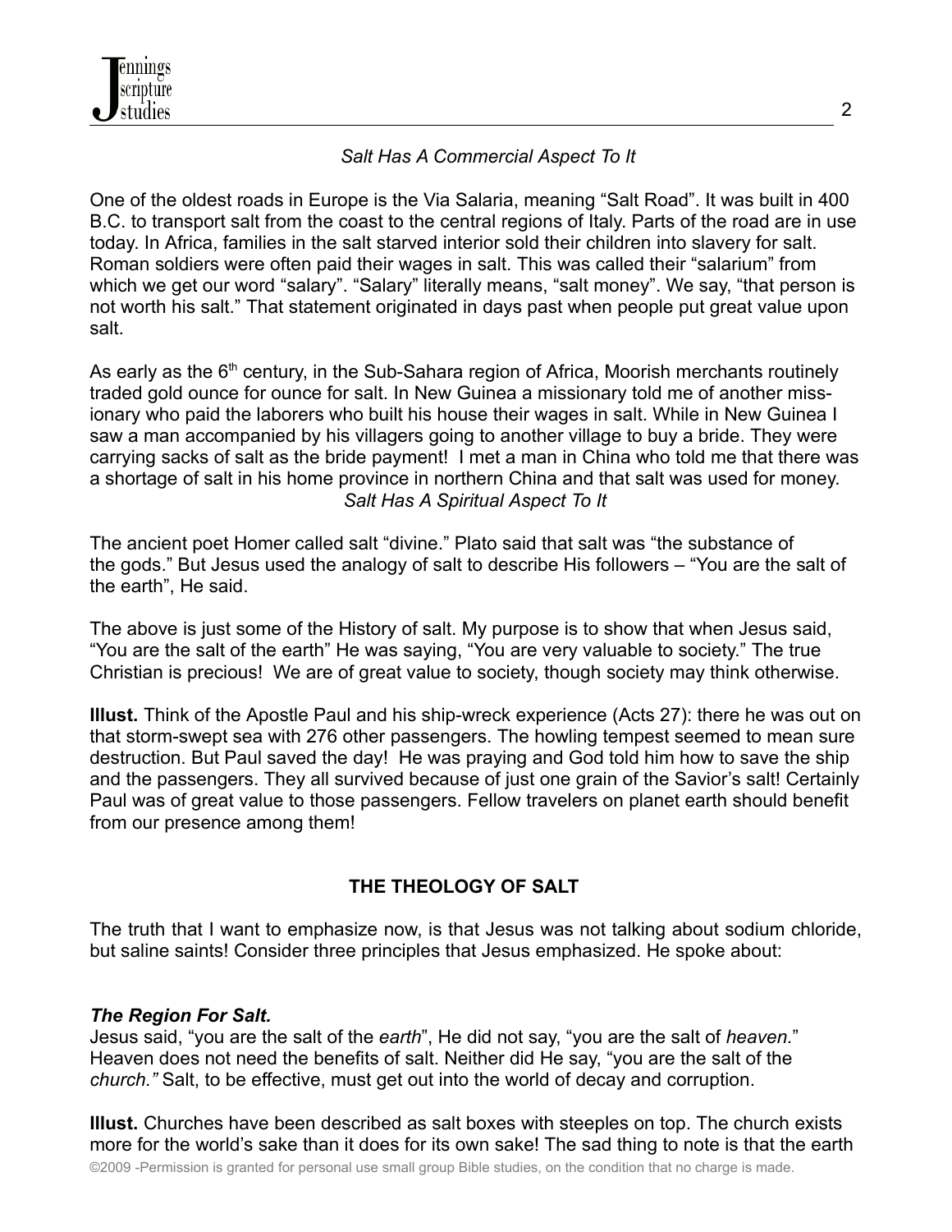*Salt Has A Commercial Aspect To It*

One of the oldest roads in Europe is the Via Salaria, meaning "Salt Road". It was built in 400 B.C. to transport salt from the coast to the central regions of Italy. Parts of the road are in use today. In Africa, families in the salt starved interior sold their children into slavery for salt. Roman soldiers were often paid their wages in salt. This was called their "salarium" from which we get our word "salary". "Salary" literally means, "salt money". We say, "that person is not worth his salt." That statement originated in days past when people put great value upon salt.

As early as the 6th century, in the Sub-Sahara region of Africa, Moorish merchants routinely traded gold ounce for ounce for salt. In New Guinea a missionary told me of another missionary who paid the laborers who built his house their wages in salt. While in New Guinea I saw a man accompanied by his villagers going to another village to buy a bride. They were carrying sacks of salt as the bride payment! I met a man in China who told me that there was a shortage of salt in his home province in northern China and that salt was used for money.

*Salt Has A Spiritual Aspect To It*

The ancient poet Homer called salt "divine." Plato said that salt was "the substance of the gods." But Jesus used the analogy of salt to describe His followers – "You are the salt of the earth", He said.

The above is just some of the History of salt. My purpose is to show that when Jesus said, "You are the salt of the earth" He was saying, "You are very valuable to society." The true Christian is precious! We are of great value to society, though society may think otherwise.

**Illust.** Think of the Apostle Paul and his ship-wreck experience (Acts 27): there he was out on that storm-swept sea with 276 other passengers. The howling tempest seemed to mean sure destruction. But Paul saved the day! He was praying and God told him how to save the ship and the passengers. They all survived because of just one grain of the Savior's salt! Certainly Paul was of great value to those passengers. Fellow travelers on planet earth should benefit from our presence among them!

## THE THEOLOGY OF SALT

The truth that I want to emphasize now, is that Jesus was not talking about sodium chloride, but saline saints! Consider three principles that Jesus emphasized. He spoke about:

***The Region For Salt.***
Jesus said, "you are the salt of the *earth*", He did not say, "you are the salt of *heaven.*" Heaven does not need the benefits of salt. Neither did He say, "you are the salt of the *church."* Salt, to be effective, must get out into the world of decay and corruption.

**Illust.** Churches have been described as salt boxes with steeples on top. The church exists more for the world's sake than it does for its own sake! The sad thing to note is that the earth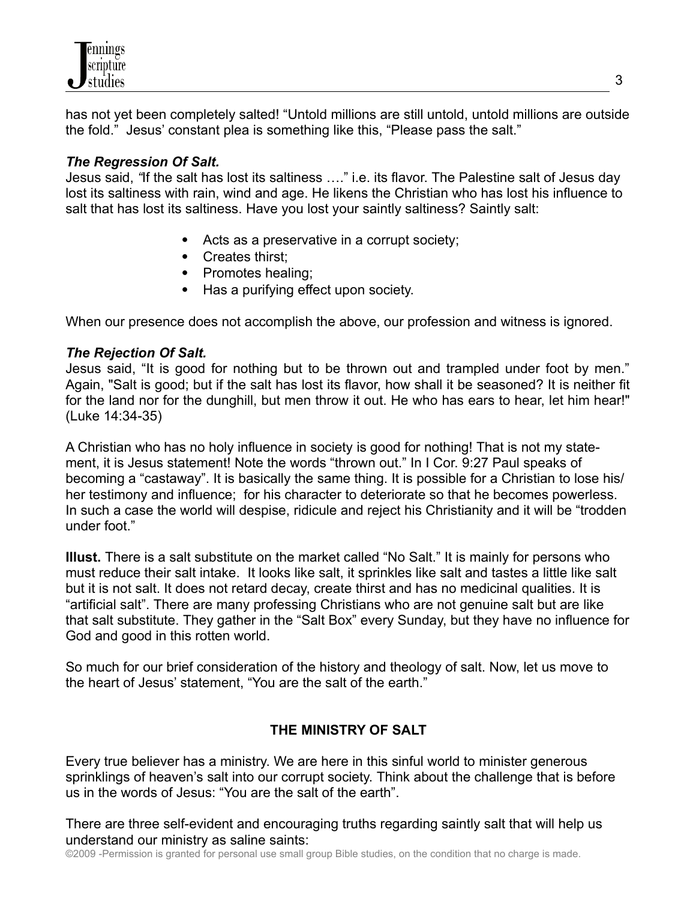has not yet been completely salted! "Untold millions are still untold, untold millions are outside the fold." Jesus' constant plea is something like this, "Please pass the salt."

***The Regression Of Salt.***

Jesus said, "If the salt has lost its saltiness …." i.e. its flavor. The Palestine salt of Jesus day lost its saltiness with rain, wind and age. He likens the Christian who has lost his influence to salt that has lost its saltiness. Have you lost your saintly saltiness? Saintly salt:

- Acts as a preservative in a corrupt society;
- Creates thirst;
- Promotes healing;
- Has a purifying effect upon society.

When our presence does not accomplish the above, our profession and witness is ignored.

***The Rejection Of Salt.***

Jesus said, "It is good for nothing but to be thrown out and trampled under foot by men." Again, "Salt is good; but if the salt has lost its flavor, how shall it be seasoned? It is neither fit for the land nor for the dunghill, but men throw it out. He who has ears to hear, let him hear!" (Luke 14:34-35)

A Christian who has no holy influence in society is good for nothing! That is not my statement, it is Jesus statement! Note the words "thrown out." In I Cor. 9:27 Paul speaks of becoming a "castaway". It is basically the same thing. It is possible for a Christian to lose his/her testimony and influence; for his character to deteriorate so that he becomes powerless. In such a case the world will despise, ridicule and reject his Christianity and it will be "trodden under foot."

**Illust.** There is a salt substitute on the market called "No Salt." It is mainly for persons who must reduce their salt intake. It looks like salt, it sprinkles like salt and tastes a little like salt but it is not salt. It does not retard decay, create thirst and has no medicinal qualities. It is "artificial salt". There are many professing Christians who are not genuine salt but are like that salt substitute. They gather in the "Salt Box" every Sunday, but they have no influence for God and good in this rotten world.

So much for our brief consideration of the history and theology of salt. Now, let us move to the heart of Jesus' statement, "You are the salt of the earth."

## THE MINISTRY OF SALT

Every true believer has a ministry. We are here in this sinful world to minister generous sprinklings of heaven's salt into our corrupt society. Think about the challenge that is before us in the words of Jesus: "You are the salt of the earth".

There are three self-evident and encouraging truths regarding saintly salt that will help us understand our ministry as saline saints:

©2009 -Permission is granted for personal use small group Bible studies, on the condition that no charge is made.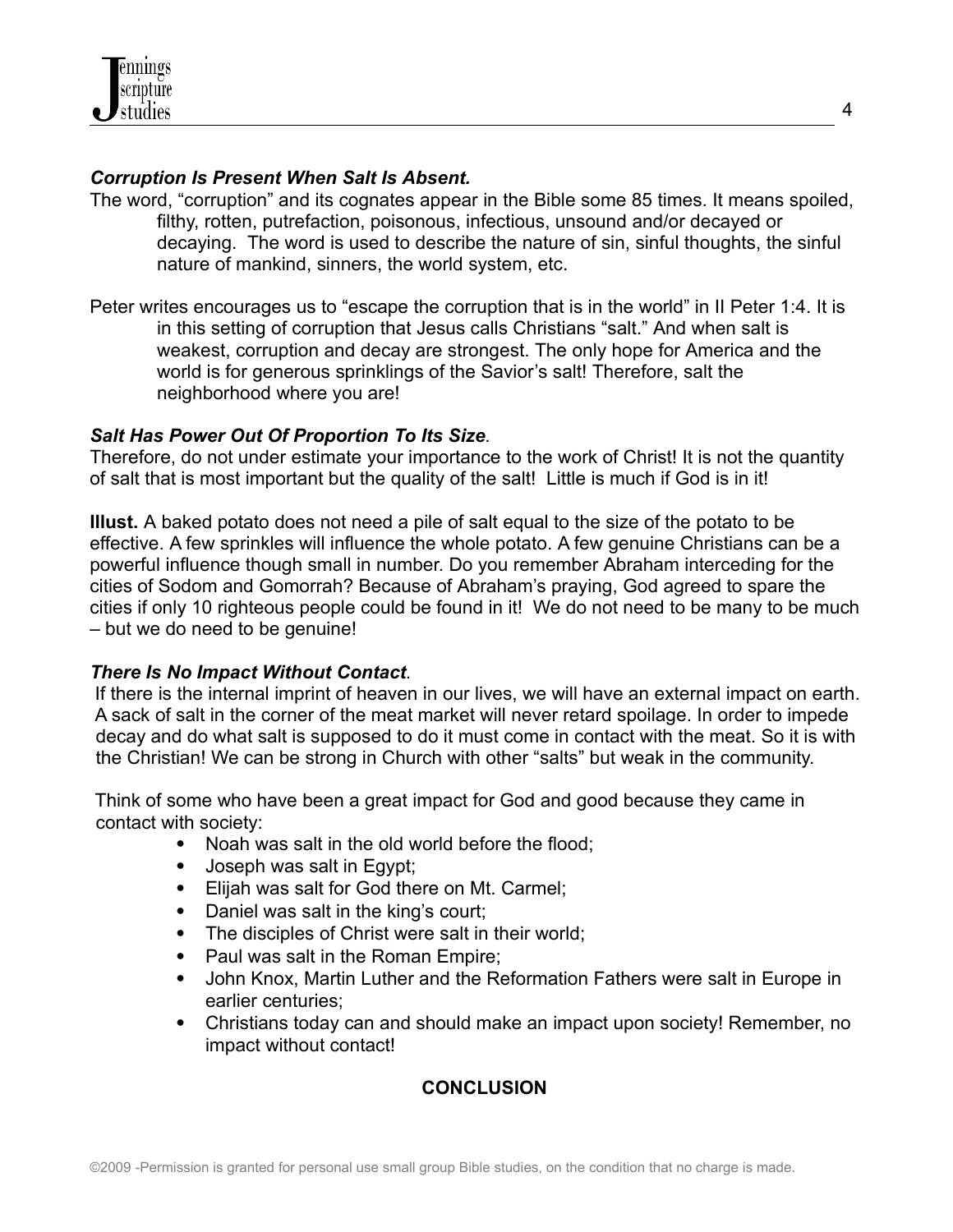***Corruption Is Present When Salt Is Absent.***

The word, "corruption" and its cognates appear in the Bible some 85 times. It means spoiled, filthy, rotten, putrefaction, poisonous, infectious, unsound and/or decayed or decaying. The word is used to describe the nature of sin, sinful thoughts, the sinful nature of mankind, sinners, the world system, etc.

Peter writes encourages us to "escape the corruption that is in the world" in II Peter 1:4. It is in this setting of corruption that Jesus calls Christians "salt." And when salt is weakest, corruption and decay are strongest. The only hope for America and the world is for generous sprinklings of the Savior's salt! Therefore, salt the neighborhood where you are!

***Salt Has Power Out Of Proportion To Its Size.***

Therefore, do not under estimate your importance to the work of Christ! It is not the quantity of salt that is most important but the quality of the salt! Little is much if God is in it!

**Illust.** A baked potato does not need a pile of salt equal to the size of the potato to be effective. A few sprinkles will influence the whole potato. A few genuine Christians can be a powerful influence though small in number. Do you remember Abraham interceding for the cities of Sodom and Gomorrah? Because of Abraham's praying, God agreed to spare the cities if only 10 righteous people could be found in it! We do not need to be many to be much – but we do need to be genuine!

***There Is No Impact Without Contact.***

If there is the internal imprint of heaven in our lives, we will have an external impact on earth. A sack of salt in the corner of the meat market will never retard spoilage. In order to impede decay and do what salt is supposed to do it must come in contact with the meat. So it is with the Christian! We can be strong in Church with other "salts" but weak in the community.

Think of some who have been a great impact for God and good because they came in contact with society:

- Noah was salt in the old world before the flood;
- Joseph was salt in Egypt;
- Elijah was salt for God there on Mt. Carmel;
- Daniel was salt in the king's court;
- The disciples of Christ were salt in their world;
- Paul was salt in the Roman Empire;
- John Knox, Martin Luther and the Reformation Fathers were salt in Europe in earlier centuries;
- Christians today can and should make an impact upon society! Remember, no impact without contact!

**CONCLUSION**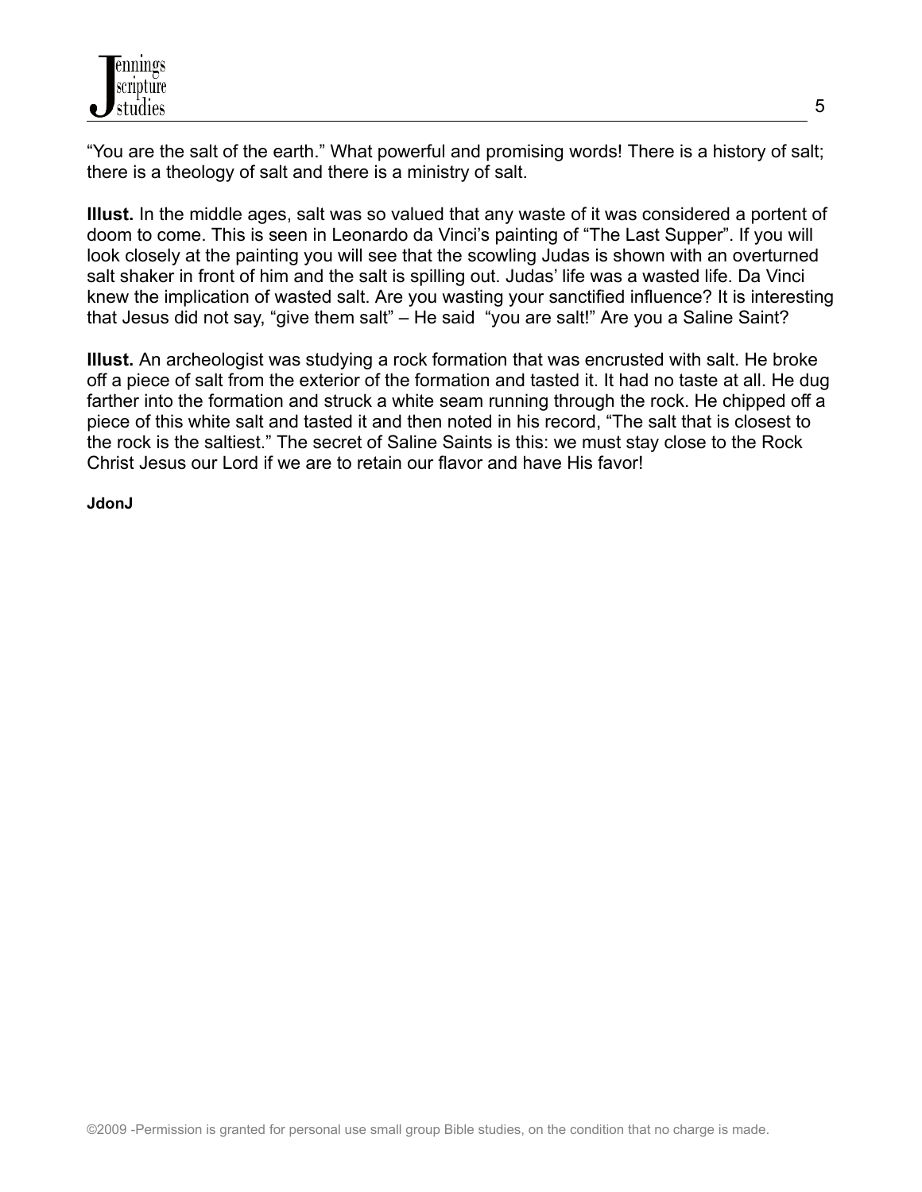"You are the salt of the earth." What powerful and promising words! There is a history of salt; there is a theology of salt and there is a ministry of salt.

**Illust.** In the middle ages, salt was so valued that any waste of it was considered a portent of doom to come. This is seen in Leonardo da Vinci's painting of "The Last Supper". If you will look closely at the painting you will see that the scowling Judas is shown with an overturned salt shaker in front of him and the salt is spilling out. Judas' life was a wasted life. Da Vinci knew the implication of wasted salt. Are you wasting your sanctified influence? It is interesting that Jesus did not say, "give them salt" – He said "you are salt!" Are you a Saline Saint?

**Illust.** An archeologist was studying a rock formation that was encrusted with salt. He broke off a piece of salt from the exterior of the formation and tasted it. It had no taste at all. He dug farther into the formation and struck a white seam running through the rock. He chipped off a piece of this white salt and tasted it and then noted in his record, "The salt that is closest to the rock is the saltiest." The secret of Saline Saints is this: we must stay close to the Rock Christ Jesus our Lord if we are to retain our flavor and have His favor!

**JdonJ**

©2009 -Permission is granted for personal use small group Bible studies, on the condition that no charge is made.